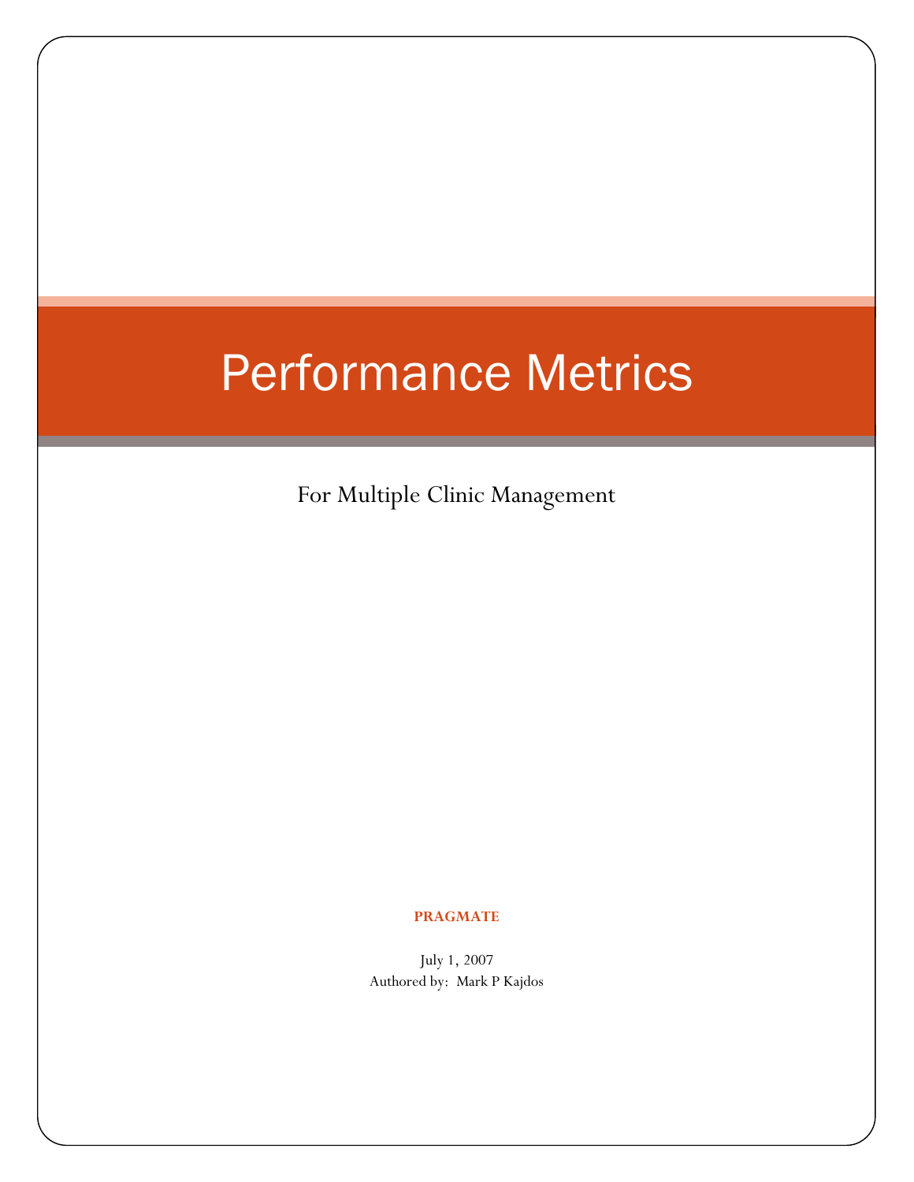# Performance Metrics

For Multiple Clinic Management

**PRAGMATE**

July 1, 2007

Authored by: Mark P Kajdos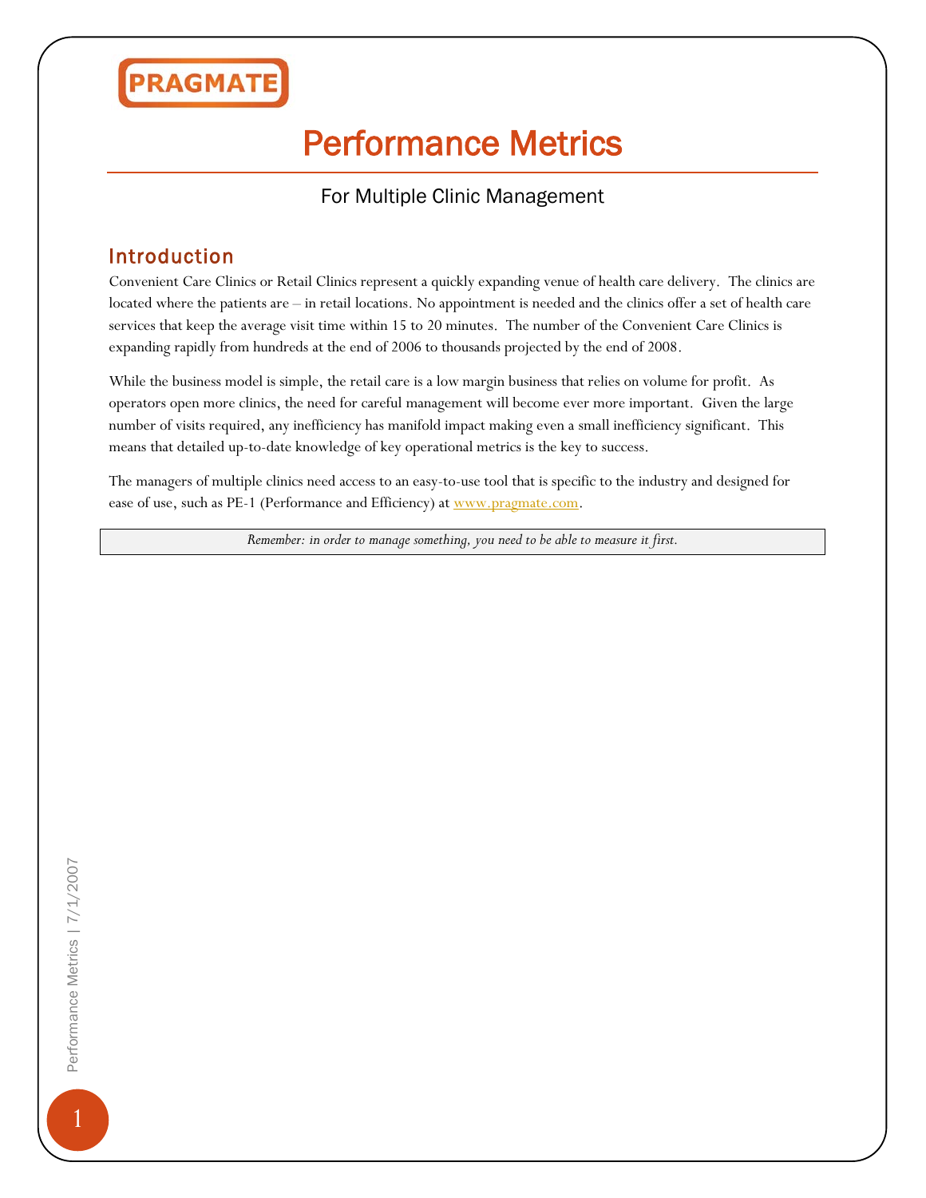# Performance Metrics

## For Multiple Clinic Management

### Introduction

Convenient Care Clinics or Retail Clinics represent a quickly expanding venue of health care delivery. The clinics are located where the patients are – in retail locations. No appointment is needed and the clinics offer a set of health care services that keep the average visit time within 15 to 20 minutes. The number of the Convenient Care Clinics is expanding rapidly from hundreds at the end of 2006 to thousands projected by the end of 2008.

While the business model is simple, the retail care is a low margin business that relies on volume for profit. As operators open more clinics, the need for careful management will become ever more important. Given the large number of visits required, any inefficiency has manifold impact making even a small inefficiency significant. This means that detailed up-to-date knowledge of key operational metrics is the key to success.

The managers of multiple clinics need access to an easy-to-use tool that is specific to the industry and designed for ease of use, such as PE-1 (Performance and Efficiency) at www.pragmate.com.

> *Remember: in order to manage something, you need to be able to measure it first.*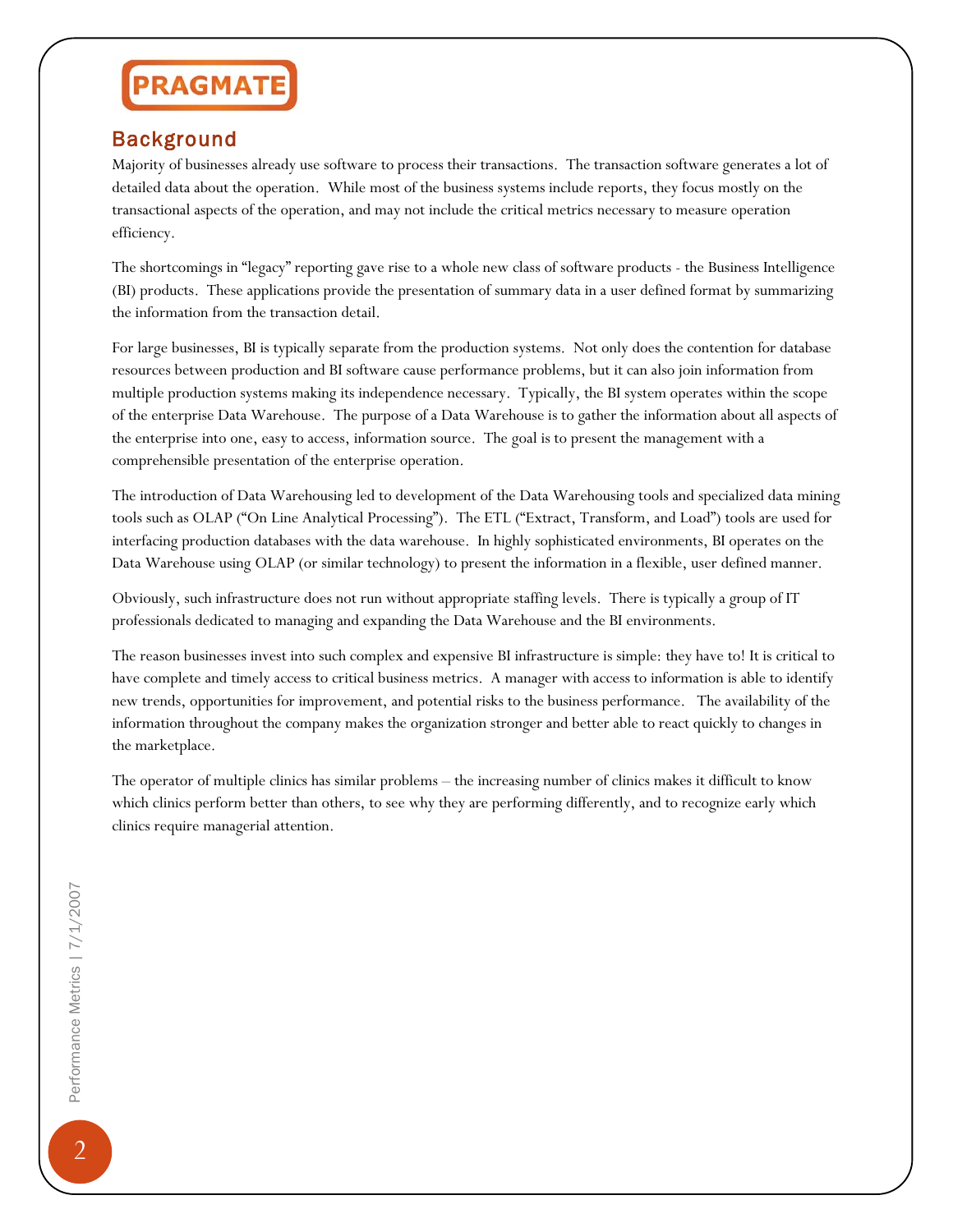## Background

Majority of businesses already use software to process their transactions. The transaction software generates a lot of detailed data about the operation. While most of the business systems include reports, they focus mostly on the transactional aspects of the operation, and may not include the critical metrics necessary to measure operation efficiency.

The shortcomings in "legacy" reporting gave rise to a whole new class of software products - the Business Intelligence (BI) products. These applications provide the presentation of summary data in a user defined format by summarizing the information from the transaction detail.

For large businesses, BI is typically separate from the production systems. Not only does the contention for database resources between production and BI software cause performance problems, but it can also join information from multiple production systems making its independence necessary. Typically, the BI system operates within the scope of the enterprise Data Warehouse. The purpose of a Data Warehouse is to gather the information about all aspects of the enterprise into one, easy to access, information source. The goal is to present the management with a comprehensible presentation of the enterprise operation.

The introduction of Data Warehousing led to development of the Data Warehousing tools and specialized data mining tools such as OLAP ("On Line Analytical Processing"). The ETL ("Extract, Transform, and Load") tools are used for interfacing production databases with the data warehouse. In highly sophisticated environments, BI operates on the Data Warehouse using OLAP (or similar technology) to present the information in a flexible, user defined manner.

Obviously, such infrastructure does not run without appropriate staffing levels. There is typically a group of IT professionals dedicated to managing and expanding the Data Warehouse and the BI environments.

The reason businesses invest into such complex and expensive BI infrastructure is simple: they have to! It is critical to have complete and timely access to critical business metrics. A manager with access to information is able to identify new trends, opportunities for improvement, and potential risks to the business performance. The availability of the information throughout the company makes the organization stronger and better able to react quickly to changes in the marketplace.

The operator of multiple clinics has similar problems – the increasing number of clinics makes it difficult to know which clinics perform better than others, to see why they are performing differently, and to recognize early which clinics require managerial attention.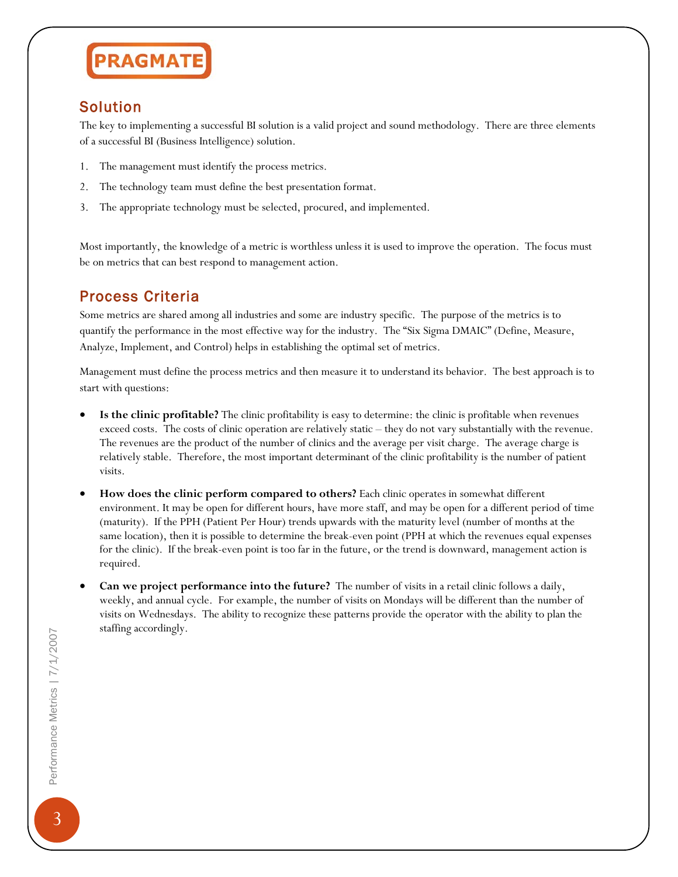## Solution

The key to implementing a successful BI solution is a valid project and sound methodology. There are three elements of a successful BI (Business Intelligence) solution.

1. The management must identify the process metrics.
2. The technology team must define the best presentation format.
3. The appropriate technology must be selected, procured, and implemented.

Most importantly, the knowledge of a metric is worthless unless it is used to improve the operation. The focus must be on metrics that can best respond to management action.

## Process Criteria

Some metrics are shared among all industries and some are industry specific. The purpose of the metrics is to quantify the performance in the most effective way for the industry. The "Six Sigma DMAIC" (Define, Measure, Analyze, Implement, and Control) helps in establishing the optimal set of metrics.

Management must define the process metrics and then measure it to understand its behavior. The best approach is to start with questions:

- **Is the clinic profitable?** The clinic profitability is easy to determine: the clinic is profitable when revenues exceed costs. The costs of clinic operation are relatively static – they do not vary substantially with the revenue. The revenues are the product of the number of clinics and the average per visit charge. The average charge is relatively stable. Therefore, the most important determinant of the clinic profitability is the number of patient visits.
- **How does the clinic perform compared to others?** Each clinic operates in somewhat different environment. It may be open for different hours, have more staff, and may be open for a different period of time (maturity). If the PPH (Patient Per Hour) trends upwards with the maturity level (number of months at the same location), then it is possible to determine the break-even point (PPH at which the revenues equal expenses for the clinic). If the break-even point is too far in the future, or the trend is downward, management action is required.
- **Can we project performance into the future?** The number of visits in a retail clinic follows a daily, weekly, and annual cycle. For example, the number of visits on Mondays will be different than the number of visits on Wednesdays. The ability to recognize these patterns provide the operator with the ability to plan the staffing accordingly.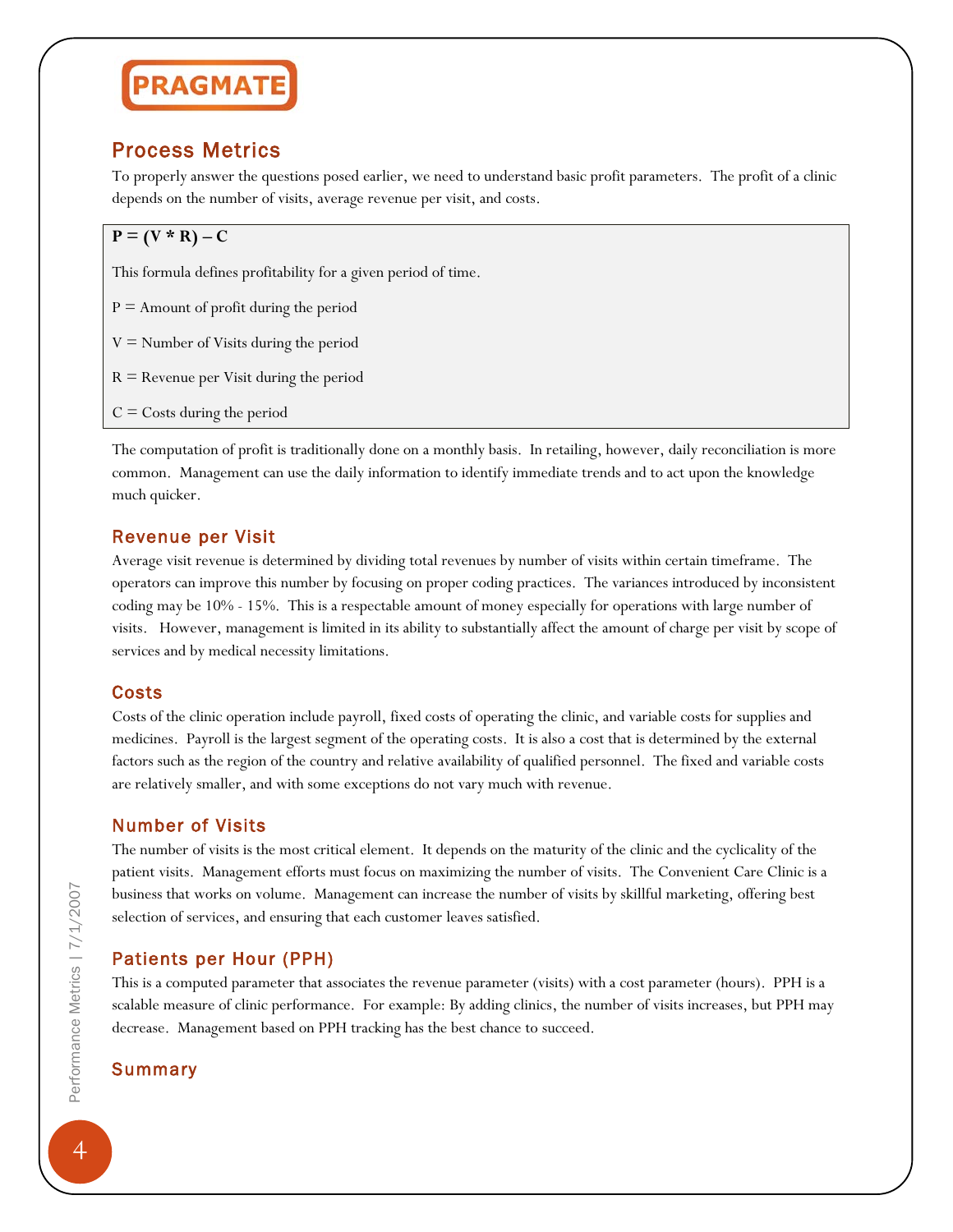## Process Metrics

To properly answer the questions posed earlier, we need to understand basic profit parameters. The profit of a clinic depends on the number of visits, average revenue per visit, and costs.

> **P = (V * R) – C**
>
> This formula defines profitability for a given period of time.
>
> P = Amount of profit during the period
>
> V = Number of Visits during the period
>
> R = Revenue per Visit during the period
>
> C = Costs during the period

The computation of profit is traditionally done on a monthly basis. In retailing, however, daily reconciliation is more common. Management can use the daily information to identify immediate trends and to act upon the knowledge much quicker.

### Revenue per Visit

Average visit revenue is determined by dividing total revenues by number of visits within certain timeframe. The operators can improve this number by focusing on proper coding practices. The variances introduced by inconsistent coding may be 10% - 15%. This is a respectable amount of money especially for operations with large number of visits. However, management is limited in its ability to substantially affect the amount of charge per visit by scope of services and by medical necessity limitations.

### Costs

Costs of the clinic operation include payroll, fixed costs of operating the clinic, and variable costs for supplies and medicines. Payroll is the largest segment of the operating costs. It is also a cost that is determined by the external factors such as the region of the country and relative availability of qualified personnel. The fixed and variable costs are relatively smaller, and with some exceptions do not vary much with revenue.

### Number of Visits

The number of visits is the most critical element. It depends on the maturity of the clinic and the cyclicality of the patient visits. Management efforts must focus on maximizing the number of visits. The Convenient Care Clinic is a business that works on volume. Management can increase the number of visits by skillful marketing, offering best selection of services, and ensuring that each customer leaves satisfied.

### Patients per Hour (PPH)

This is a computed parameter that associates the revenue parameter (visits) with a cost parameter (hours). PPH is a scalable measure of clinic performance. For example: By adding clinics, the number of visits increases, but PPH may decrease. Management based on PPH tracking has the best chance to succeed.

### Summary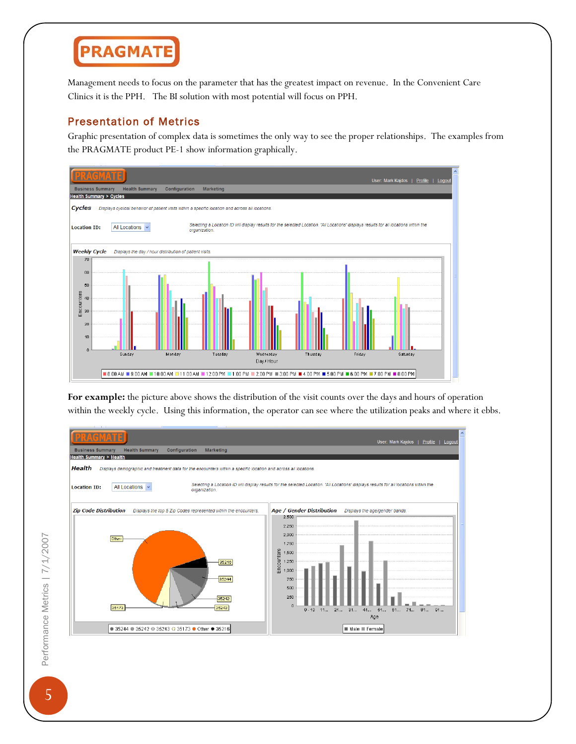Management needs to focus on the parameter that has the greatest impact on revenue. In the Convenient Care Clinics it is the PPH. The BI solution with most potential will focus on PPH.

## Presentation of Metrics

Graphic presentation of complex data is sometimes the only way to see the proper relationships. The examples from the PRAGMATE product PE-1 show information graphically.

PRAGMATE
User: Mark Kajdos | Profile | Logout
Business Summary Health Summary Configuration Marketing
Health Summary > Cycles
Cycles Displays cyclical behavior of patient visits within a specific location and across all locations.
Location ID: All Locations
Selecting a Location ID will display results for the selected Location. 'All Locations' displays results for all locations within the organization.
Weekly Cycle Displays the day / hour distribution of patient visits.
Encounters
70
60
50
40
30
20
10
0
Sunday Monday Tuesday Wednesday Thursday Friday Saturday
Day / Hour
8:00 AM 9:00 AM 10:00 AM 11:00 AM 12:00 PM 1:00 PM 2:00 PM 3:00 PM 4:00 PM 5:00 PM 6:00 PM 7:00 PM 8:00 PM

**For example:** the picture above shows the distribution of the visit counts over the days and hours of operation within the weekly cycle. Using this information, the operator can see where the utilization peaks and where it ebbs.

PRAGMATE
User: Mark Kajdos | Profile | Logout
Business Summary Health Summary Configuration Marketing
Health Summary > Health
Health Displays demographic and treatment data for the encounters within a specific location and across all locations.
Location ID: All Locations
Selecting a Location ID will display results for the selected Location. 'All Locations' displays results for all locations within the organization.
Zip Code Distribution Displays the top 5 Zip Codes represented within the encounters.
Other
35216
35244
35242
35243
35173
35244 35242 35243 35173 Other 35216
Age / Gender Distribution Displays the age/gender bands.
Encounters
2,500
2,250
2,000
1,750
1,500
1,250
1,000
750
500
250
0
0 - 10 11... 21... 31... 41... 51... 61... 71... 81... 91...
Age
Male Female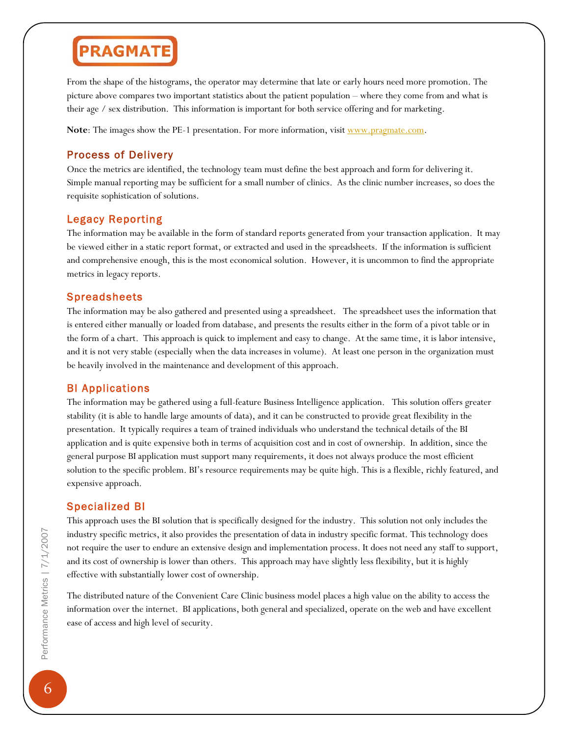From the shape of the histograms, the operator may determine that late or early hours need more promotion. The picture above compares two important statistics about the patient population – where they come from and what is their age / sex distribution. This information is important for both service offering and for marketing.

**Note**: The images show the PE-1 presentation. For more information, visit [www.pragmate.com](http://www.pragmate.com).

## Process of Delivery

Once the metrics are identified, the technology team must define the best approach and form for delivering it. Simple manual reporting may be sufficient for a small number of clinics. As the clinic number increases, so does the requisite sophistication of solutions.

## Legacy Reporting

The information may be available in the form of standard reports generated from your transaction application. It may be viewed either in a static report format, or extracted and used in the spreadsheets. If the information is sufficient and comprehensive enough, this is the most economical solution. However, it is uncommon to find the appropriate metrics in legacy reports.

## Spreadsheets

The information may be also gathered and presented using a spreadsheet. The spreadsheet uses the information that is entered either manually or loaded from database, and presents the results either in the form of a pivot table or in the form of a chart. This approach is quick to implement and easy to change. At the same time, it is labor intensive, and it is not very stable (especially when the data increases in volume). At least one person in the organization must be heavily involved in the maintenance and development of this approach.

## BI Applications

The information may be gathered using a full-feature Business Intelligence application. This solution offers greater stability (it is able to handle large amounts of data), and it can be constructed to provide great flexibility in the presentation. It typically requires a team of trained individuals who understand the technical details of the BI application and is quite expensive both in terms of acquisition cost and in cost of ownership. In addition, since the general purpose BI application must support many requirements, it does not always produce the most efficient solution to the specific problem. BI's resource requirements may be quite high. This is a flexible, richly featured, and expensive approach.

## Specialized BI

This approach uses the BI solution that is specifically designed for the industry. This solution not only includes the industry specific metrics, it also provides the presentation of data in industry specific format. This technology does not require the user to endure an extensive design and implementation process. It does not need any staff to support, and its cost of ownership is lower than others. This approach may have slightly less flexibility, but it is highly effective with substantially lower cost of ownership.

The distributed nature of the Convenient Care Clinic business model places a high value on the ability to access the information over the internet. BI applications, both general and specialized, operate on the web and have excellent ease of access and high level of security.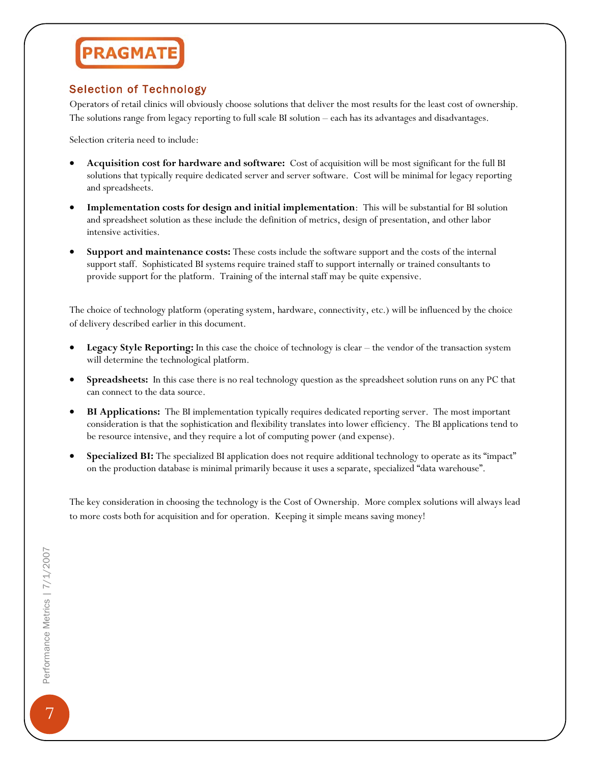## Selection of Technology

Operators of retail clinics will obviously choose solutions that deliver the most results for the least cost of ownership. The solutions range from legacy reporting to full scale BI solution – each has its advantages and disadvantages.

Selection criteria need to include:

- **Acquisition cost for hardware and software:** Cost of acquisition will be most significant for the full BI solutions that typically require dedicated server and server software. Cost will be minimal for legacy reporting and spreadsheets.
- **Implementation costs for design and initial implementation**: This will be substantial for BI solution and spreadsheet solution as these include the definition of metrics, design of presentation, and other labor intensive activities.
- **Support and maintenance costs:** These costs include the software support and the costs of the internal support staff. Sophisticated BI systems require trained staff to support internally or trained consultants to provide support for the platform. Training of the internal staff may be quite expensive.

The choice of technology platform (operating system, hardware, connectivity, etc.) will be influenced by the choice of delivery described earlier in this document.

- **Legacy Style Reporting:** In this case the choice of technology is clear – the vendor of the transaction system will determine the technological platform.
- **Spreadsheets:** In this case there is no real technology question as the spreadsheet solution runs on any PC that can connect to the data source.
- **BI Applications:** The BI implementation typically requires dedicated reporting server. The most important consideration is that the sophistication and flexibility translates into lower efficiency. The BI applications tend to be resource intensive, and they require a lot of computing power (and expense).
- **Specialized BI:** The specialized BI application does not require additional technology to operate as its "impact" on the production database is minimal primarily because it uses a separate, specialized "data warehouse".

The key consideration in choosing the technology is the Cost of Ownership. More complex solutions will always lead to more costs both for acquisition and for operation. Keeping it simple means saving money!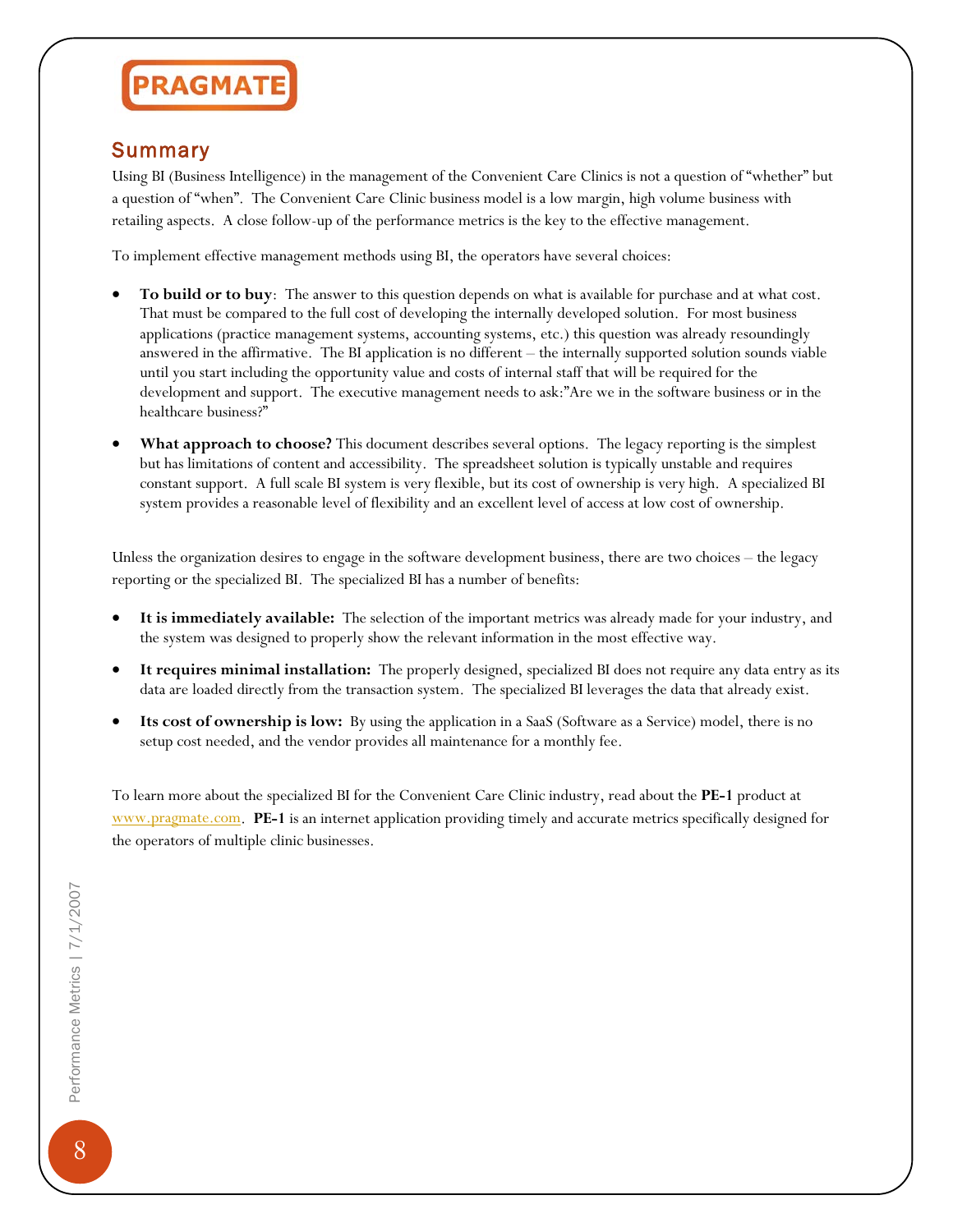PRAGMATE

## Summary

Using BI (Business Intelligence) in the management of the Convenient Care Clinics is not a question of "whether" but a question of "when". The Convenient Care Clinic business model is a low margin, high volume business with retailing aspects. A close follow-up of the performance metrics is the key to the effective management.

To implement effective management methods using BI, the operators have several choices:

- **To build or to buy**: The answer to this question depends on what is available for purchase and at what cost. That must be compared to the full cost of developing the internally developed solution. For most business applications (practice management systems, accounting systems, etc.) this question was already resoundingly answered in the affirmative. The BI application is no different – the internally supported solution sounds viable until you start including the opportunity value and costs of internal staff that will be required for the development and support. The executive management needs to ask:"Are we in the software business or in the healthcare business?"
- **What approach to choose?** This document describes several options. The legacy reporting is the simplest but has limitations of content and accessibility. The spreadsheet solution is typically unstable and requires constant support. A full scale BI system is very flexible, but its cost of ownership is very high. A specialized BI system provides a reasonable level of flexibility and an excellent level of access at low cost of ownership.

Unless the organization desires to engage in the software development business, there are two choices – the legacy reporting or the specialized BI. The specialized BI has a number of benefits:

- **It is immediately available:** The selection of the important metrics was already made for your industry, and the system was designed to properly show the relevant information in the most effective way.
- **It requires minimal installation:** The properly designed, specialized BI does not require any data entry as its data are loaded directly from the transaction system. The specialized BI leverages the data that already exist.
- **Its cost of ownership is low:** By using the application in a SaaS (Software as a Service) model, there is no setup cost needed, and the vendor provides all maintenance for a monthly fee.

To learn more about the specialized BI for the Convenient Care Clinic industry, read about the **PE-1** product at www.pragmate.com. **PE-1** is an internet application providing timely and accurate metrics specifically designed for the operators of multiple clinic businesses.